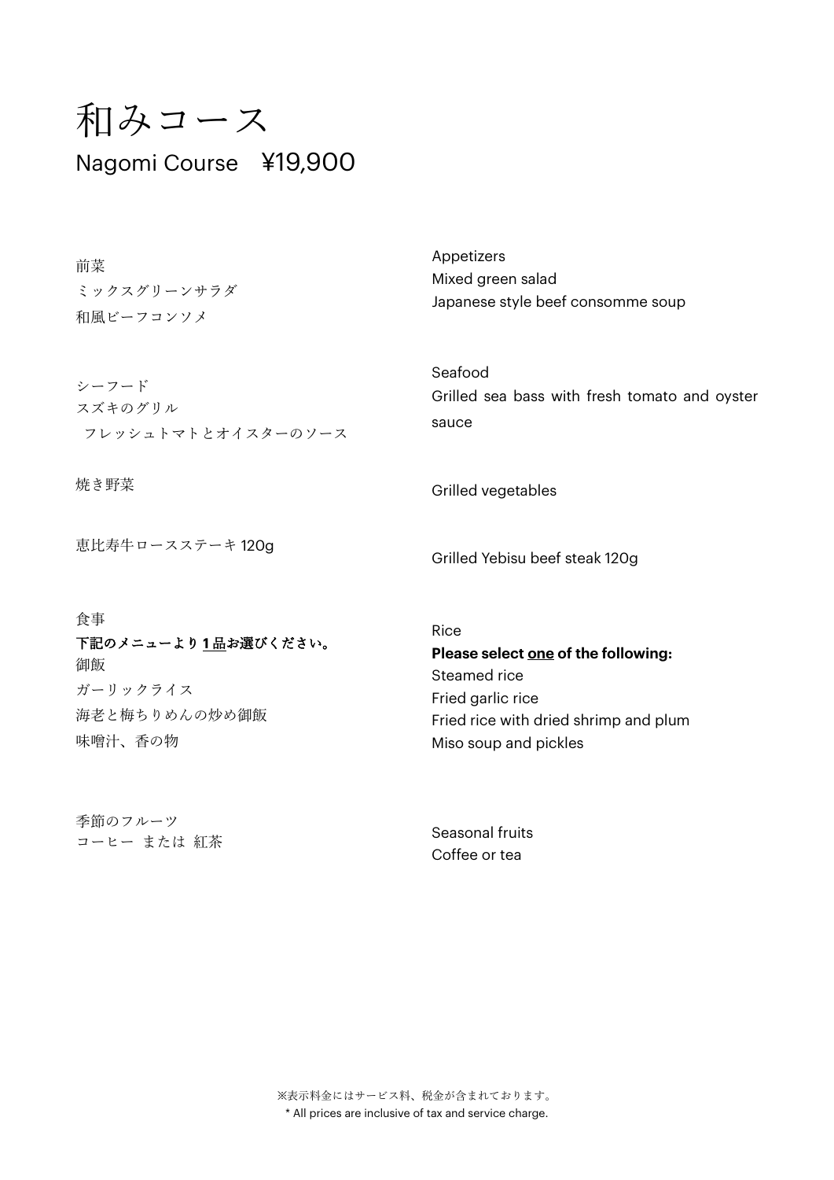# 和みコース

## Nagomi Course　¥19,900

前菜
ミックスグリーンサラダ
和風ビーフコンソメ

Appetizers
Mixed green salad
Japanese style beef consomme soup

シーフード
スズキのグリル
　フレッシュトマトとオイスターのソース

Seafood
Grilled sea bass with fresh tomato and oyster sauce

焼き野菜

Grilled vegetables

恵比寿牛ロースステーキ 120g

Grilled Yebisu beef steak 120g

食事
**下記のメニューより 1 品お選びください。**
御飯
ガーリックライス
海老と梅ちりめんの炒め御飯
味噌汁、香の物

Rice
**Please select one of the following:**
Steamed rice
Fried garlic rice
Fried rice with dried shrimp and plum
Miso soup and pickles

季節のフルーツ
コーヒー または 紅茶

Seasonal fruits
Coffee or tea

※表示料金にはサービス料、税金が含まれております。
* All prices are inclusive of tax and service charge.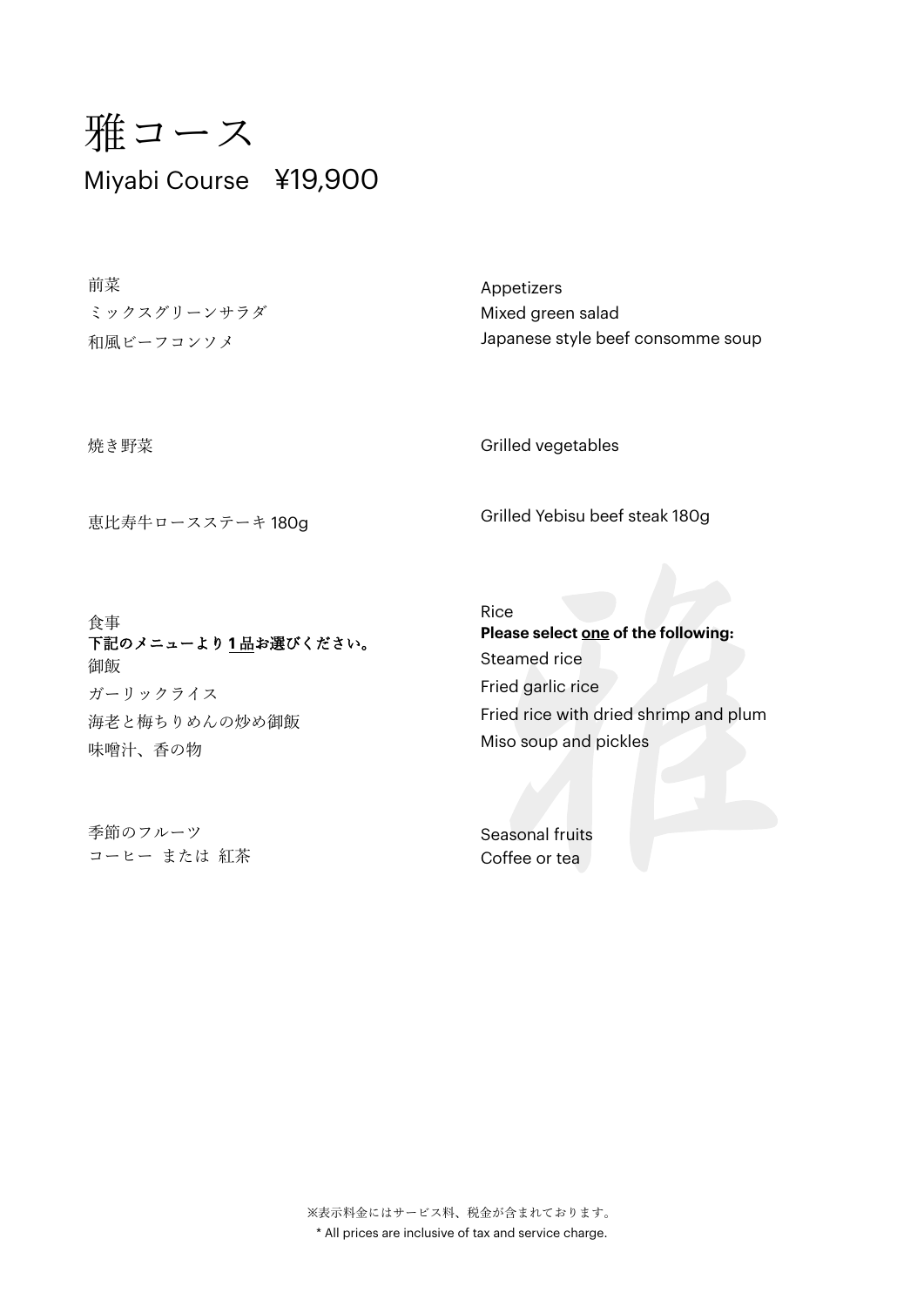# 雅コース

## Miyabi Course　¥19,900

前菜
ミックスグリーンサラダ
和風ビーフコンソメ

Appetizers
Mixed green salad
Japanese style beef consomme soup

焼き野菜

Grilled vegetables

恵比寿牛ロースステーキ 180g

Grilled Yebisu beef steak 180g

食事
**下記のメニューより1品お選びください。**
御飯
ガーリックライス
海老と梅ちりめんの炒め御飯
味噌汁、香の物

Rice
**Please select one of the following:**
Steamed rice
Fried garlic rice
Fried rice with dried shrimp and plum
Miso soup and pickles

季節のフルーツ
コーヒー または 紅茶

Seasonal fruits
Coffee or tea

※表示料金にはサービス料、税金が含まれております。
* All prices are inclusive of tax and service charge.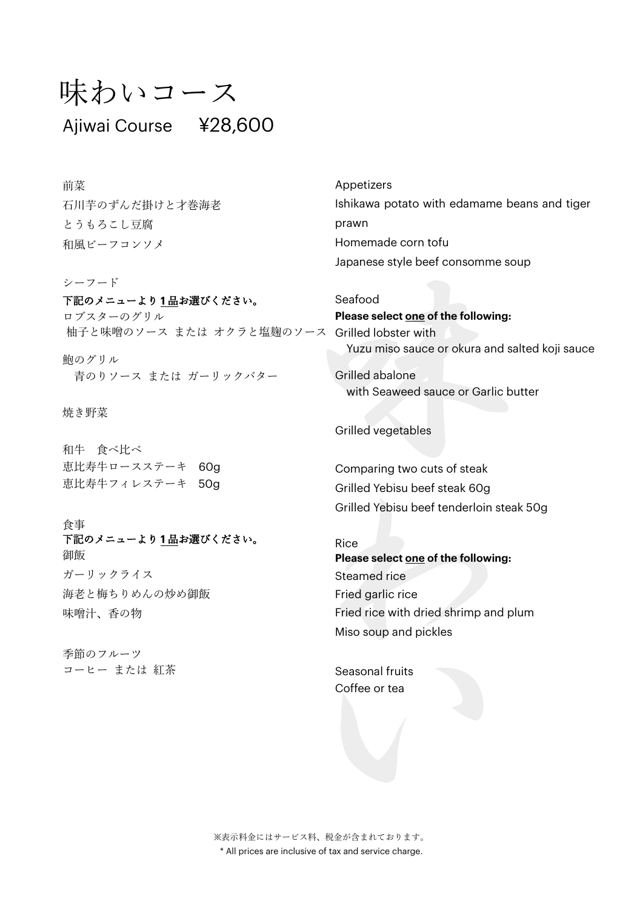# 味わいコース

## Ajiwai Course　¥28,600

前菜
石川芋のずんだ掛けと才巻海老
とうもろこし豆腐
和風ビーフコンソメ

Appetizers
Ishikawa potato with edamame beans and tiger prawn
Homemade corn tofu
Japanese style beef consomme soup

シーフード
**下記のメニューより1品お選びください。**
ロブスターのグリル
柚子と味噌のソース または オクラと塩麹のソース

鮑のグリル
青のりソース または ガーリックバター

Seafood
**Please select one of the following:**
Grilled lobster with
Yuzu miso sauce or okura and salted koji sauce

Grilled abalone
with Seaweed sauce or Garlic butter

焼き野菜

Grilled vegetables

和牛　食べ比べ
恵比寿牛ロースステーキ　60g
恵比寿牛フィレステーキ　50g

Comparing two cuts of steak
Grilled Yebisu beef steak 60g
Grilled Yebisu beef tenderloin steak 50g

食事
**下記のメニューより1品お選びください。**
御飯
ガーリックライス
海老と梅ちりめんの炒め御飯
味噌汁、香の物

Rice
**Please select one of the following:**
Steamed rice
Fried garlic rice
Fried rice with dried shrimp and plum
Miso soup and pickles

季節のフルーツ
コーヒー または 紅茶

Seasonal fruits
Coffee or tea

※表示料金にはサービス料、税金が含まれております。
* All prices are inclusive of tax and service charge.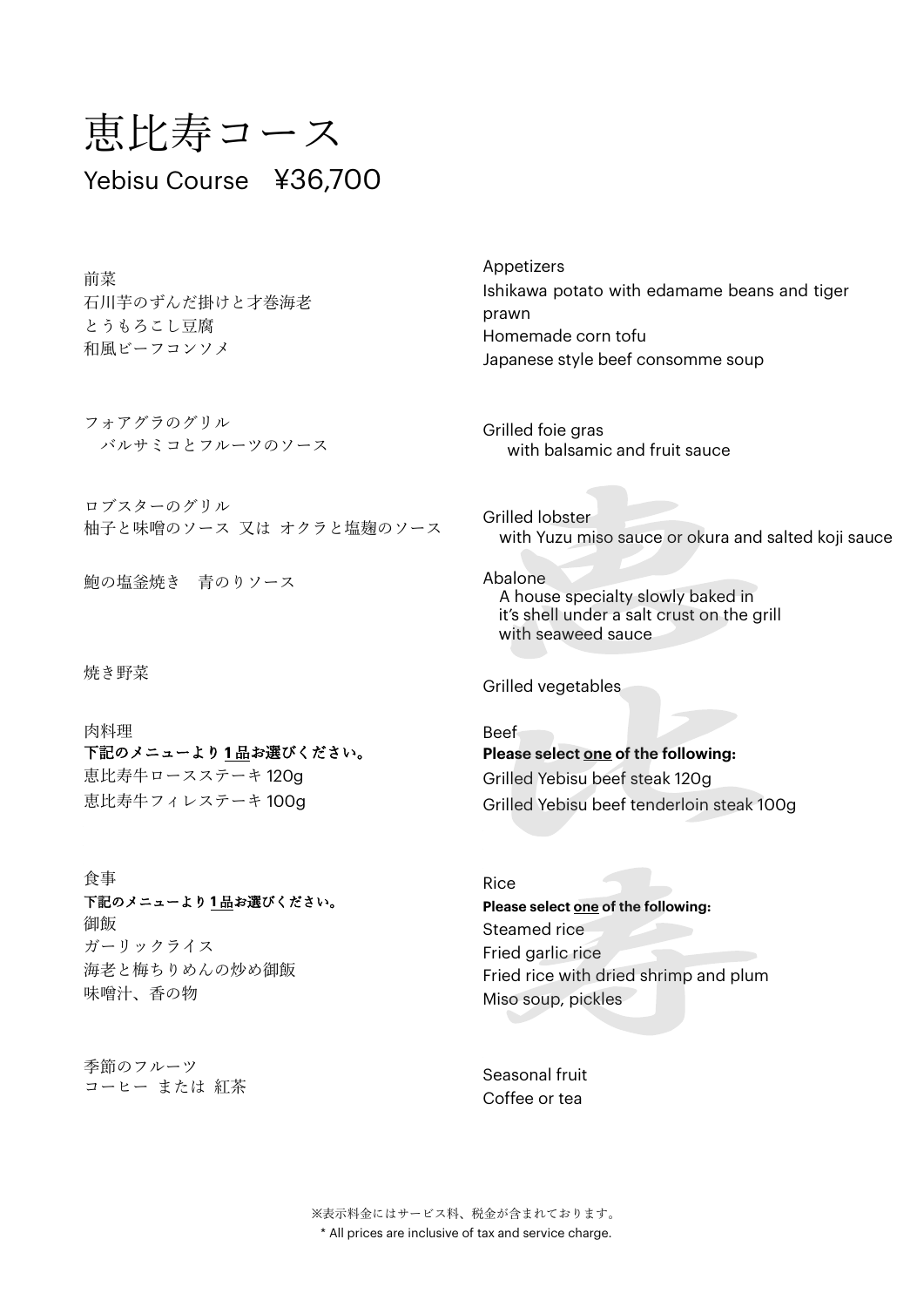# 恵比寿コース

## Yebisu Course　¥36,700

前菜
石川芋のずんだ掛けと才巻海老
とうもろこし豆腐
和風ビーフコンソメ

Appetizers
Ishikawa potato with edamame beans and tiger prawn
Homemade corn tofu
Japanese style beef consomme soup

フォアグラのグリル
　バルサミコとフルーツのソース

Grilled foie gras
with balsamic and fruit sauce

ロブスターのグリル
柚子と味噌のソース　又は　オクラと塩麹のソース

Grilled lobster
with Yuzu miso sauce or okura and salted koji sauce

鮑の塩釜焼き　青のりソース

Abalone
A house specialty slowly baked in it's shell under a salt crust on the grill with seaweed sauce

焼き野菜

Grilled vegetables

肉料理
**下記のメニューより1品お選びください。**
恵比寿牛ロースステーキ 120g
恵比寿牛フィレステーキ 100g

Beef
**Please select one of the following:**
Grilled Yebisu beef steak 120g
Grilled Yebisu beef tenderloin steak 100g

食事
**下記のメニューより1品お選びください。**
御飯
ガーリックライス
海老と梅ちりめんの炒め御飯
味噌汁、香の物

Rice
**Please select one of the following:**
Steamed rice
Fried garlic rice
Fried rice with dried shrimp and plum
Miso soup, pickles

季節のフルーツ
コーヒー　または　紅茶

Seasonal fruit
Coffee or tea

※表示料金にはサービス料、税金が含まれております。
* All prices are inclusive of tax and service charge.